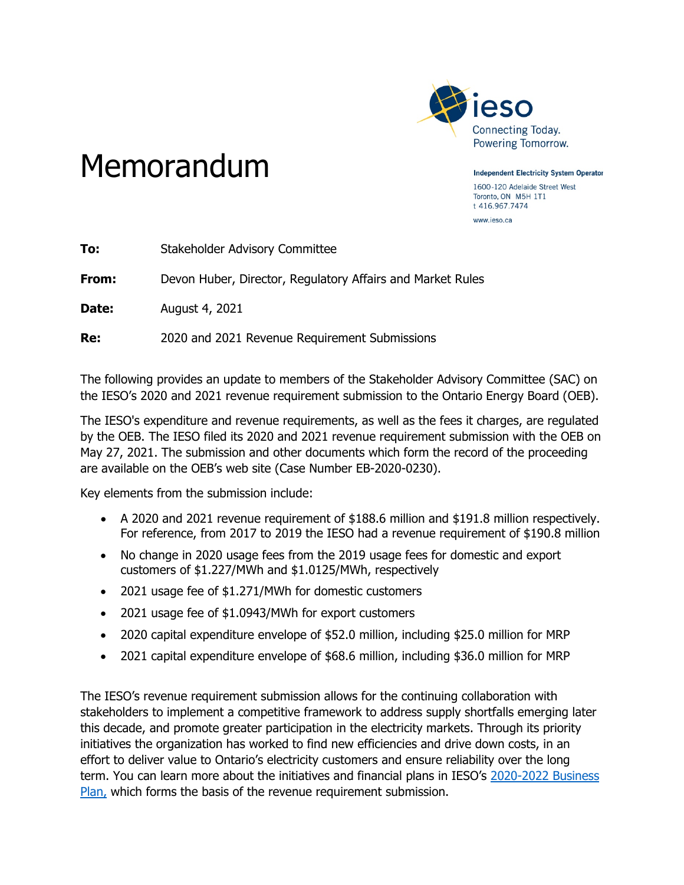ieso

Connecting Today.
Powering Tomorrow.

**Independent Electricity System Operator**

1600-120 Adelaide Street West
Toronto, ON M5H 1T1
t 416.967.7474

www.ieso.ca

# Memorandum

**To:** Stakeholder Advisory Committee

**From:** Devon Huber, Director, Regulatory Affairs and Market Rules

**Date:** August 4, 2021

**Re:** 2020 and 2021 Revenue Requirement Submissions

The following provides an update to members of the Stakeholder Advisory Committee (SAC) on the IESO's 2020 and 2021 revenue requirement submission to the Ontario Energy Board (OEB).

The IESO's expenditure and revenue requirements, as well as the fees it charges, are regulated by the OEB. The IESO filed its 2020 and 2021 revenue requirement submission with the OEB on May 27, 2021. The submission and other documents which form the record of the proceeding are available on the OEB's web site (Case Number EB-2020-0230).

Key elements from the submission include:

- A 2020 and 2021 revenue requirement of $188.6 million and $191.8 million respectively. For reference, from 2017 to 2019 the IESO had a revenue requirement of $190.8 million
- No change in 2020 usage fees from the 2019 usage fees for domestic and export customers of $1.227/MWh and $1.0125/MWh, respectively
- 2021 usage fee of $1.271/MWh for domestic customers
- 2021 usage fee of $1.0943/MWh for export customers
- 2020 capital expenditure envelope of $52.0 million, including $25.0 million for MRP
- 2021 capital expenditure envelope of $68.6 million, including $36.0 million for MRP

The IESO's revenue requirement submission allows for the continuing collaboration with stakeholders to implement a competitive framework to address supply shortfalls emerging later this decade, and promote greater participation in the electricity markets. Through its priority initiatives the organization has worked to find new efficiencies and drive down costs, in an effort to deliver value to Ontario's electricity customers and ensure reliability over the long term. You can learn more about the initiatives and financial plans in IESO's 2020-2022 Business Plan, which forms the basis of the revenue requirement submission.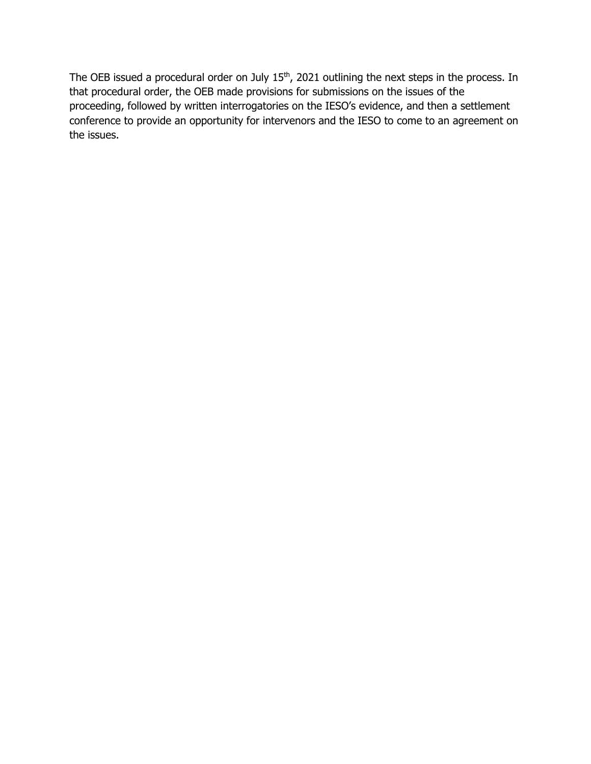The OEB issued a procedural order on July 15th, 2021 outlining the next steps in the process. In that procedural order, the OEB made provisions for submissions on the issues of the proceeding, followed by written interrogatories on the IESO's evidence, and then a settlement conference to provide an opportunity for intervenors and the IESO to come to an agreement on the issues.